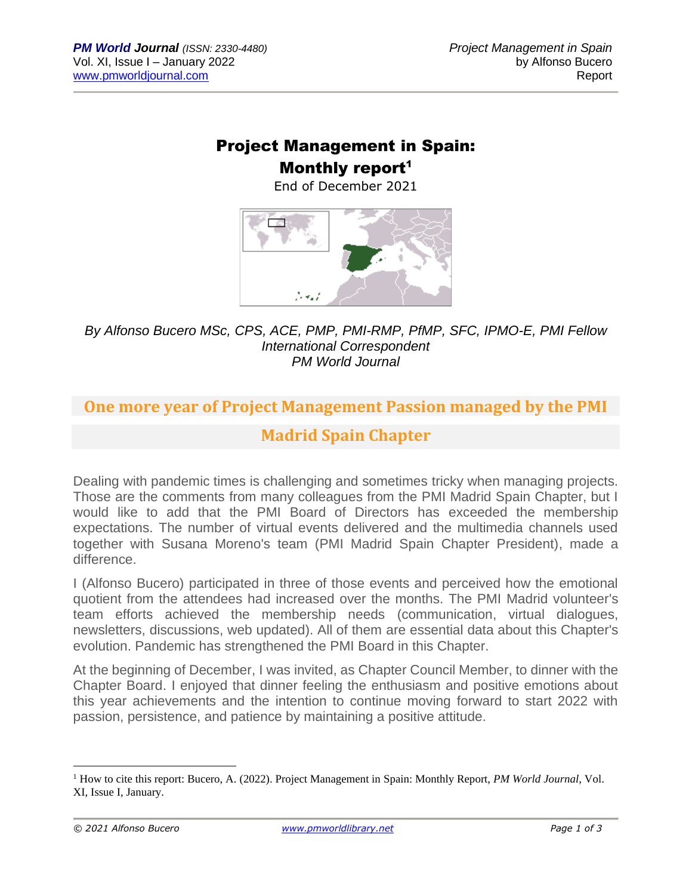# Project Management in Spain: Monthly report[1]

End of December 2021

*By Alfonso Bucero MSc, CPS, ACE, PMP, PMI-RMP, PfMP, SFC, IPMO-E, PMI Fellow*
*International Correspondent*
*PM World Journal*

## One more year of Project Management Passion managed by the PMI Madrid Spain Chapter

Dealing with pandemic times is challenging and sometimes tricky when managing projects. Those are the comments from many colleagues from the PMI Madrid Spain Chapter, but I would like to add that the PMI Board of Directors has exceeded the membership expectations. The number of virtual events delivered and the multimedia channels used together with Susana Moreno's team (PMI Madrid Spain Chapter President), made a difference.

I (Alfonso Bucero) participated in three of those events and perceived how the emotional quotient from the attendees had increased over the months. The PMI Madrid volunteer's team efforts achieved the membership needs (communication, virtual dialogues, newsletters, discussions, web updated). All of them are essential data about this Chapter's evolution. Pandemic has strengthened the PMI Board in this Chapter.

At the beginning of December, I was invited, as Chapter Council Member, to dinner with the Chapter Board. I enjoyed that dinner feeling the enthusiasm and positive emotions about this year achievements and the intention to continue moving forward to start 2022 with passion, persistence, and patience by maintaining a positive attitude.

---

[1] How to cite this report: Bucero, A. (2022). Project Management in Spain: Monthly Report, *PM World Journal*, Vol. XI, Issue I, January.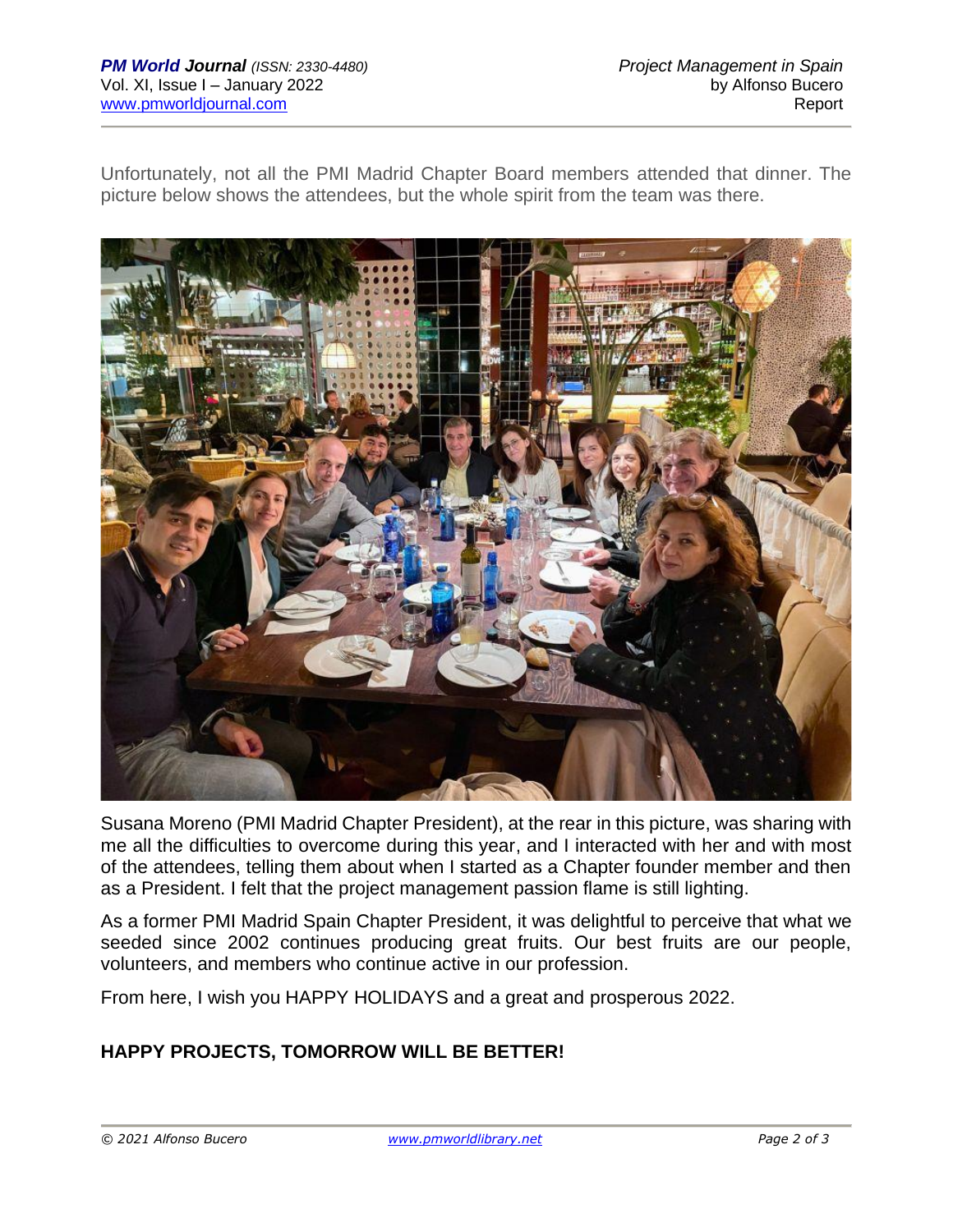Unfortunately, not all the PMI Madrid Chapter Board members attended that dinner. The picture below shows the attendees, but the whole spirit from the team was there.

Susana Moreno (PMI Madrid Chapter President), at the rear in this picture, was sharing with me all the difficulties to overcome during this year, and I interacted with her and with most of the attendees, telling them about when I started as a Chapter founder member and then as a President. I felt that the project management passion flame is still lighting.

As a former PMI Madrid Spain Chapter President, it was delightful to perceive that what we seeded since 2002 continues producing great fruits. Our best fruits are our people, volunteers, and members who continue active in our profession.

From here, I wish you HAPPY HOLIDAYS and a great and prosperous 2022.

**HAPPY PROJECTS, TOMORROW WILL BE BETTER!**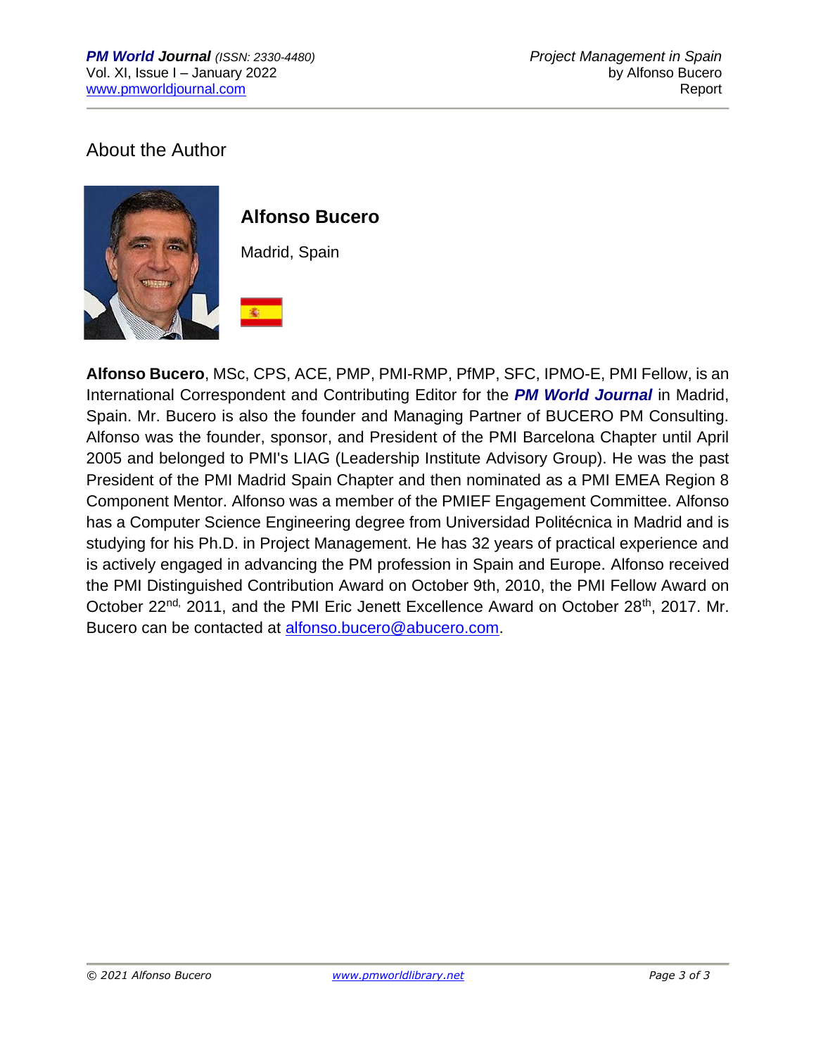## About the Author

### Alfonso Bucero

Madrid, Spain

**Alfonso Bucero**, MSc, CPS, ACE, PMP, PMI-RMP, PfMP, SFC, IPMO-E, PMI Fellow, is an International Correspondent and Contributing Editor for the ***PM World Journal*** in Madrid, Spain. Mr. Bucero is also the founder and Managing Partner of BUCERO PM Consulting. Alfonso was the founder, sponsor, and President of the PMI Barcelona Chapter until April 2005 and belonged to PMI's LIAG (Leadership Institute Advisory Group). He was the past President of the PMI Madrid Spain Chapter and then nominated as a PMI EMEA Region 8 Component Mentor. Alfonso was a member of the PMIEF Engagement Committee. Alfonso has a Computer Science Engineering degree from Universidad Politécnica in Madrid and is studying for his Ph.D. in Project Management. He has 32 years of practical experience and is actively engaged in advancing the PM profession in Spain and Europe. Alfonso received the PMI Distinguished Contribution Award on October 9th, 2010, the PMI Fellow Award on October 22nd, 2011, and the PMI Eric Jenett Excellence Award on October 28th, 2017. Mr. Bucero can be contacted at alfonso.bucero@abucero.com.